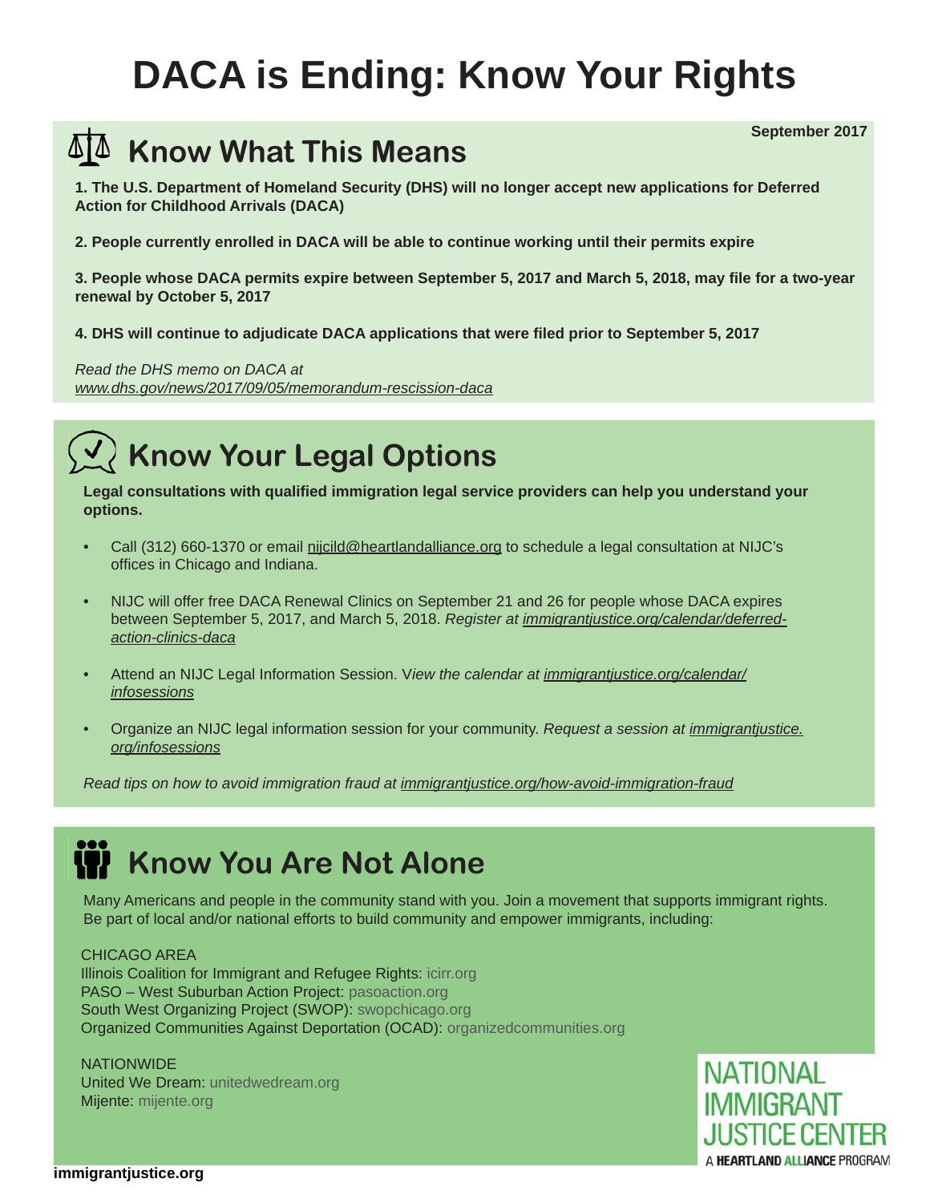# DACA is Ending: Know Your Rights

**September 2017**

## Know What This Means

**1. The U.S. Department of Homeland Security (DHS) will no longer accept new applications for Deferred Action for Childhood Arrivals (DACA)**

**2. People currently enrolled in DACA will be able to continue working until their permits expire**

**3. People whose DACA permits expire between September 5, 2017 and March 5, 2018, may file for a two-year renewal by October 5, 2017**

**4. DHS will continue to adjudicate DACA applications that were filed prior to September 5, 2017**

*Read the DHS memo on DACA at www.dhs.gov/news/2017/09/05/memorandum-rescission-daca*

## Know Your Legal Options

**Legal consultations with qualified immigration legal service providers can help you understand your options.**

- Call (312) 660-1370 or email nijcild@heartlandalliance.org to schedule a legal consultation at NIJC's offices in Chicago and Indiana.
- NIJC will offer free DACA Renewal Clinics on September 21 and 26 for people whose DACA expires between September 5, 2017, and March 5, 2018. *Register at immigrantjustice.org/calendar/deferred-action-clinics-daca*
- Attend an NIJC Legal Information Session. V*iew the calendar at immigrantjustice.org/calendar/infosessions*
- Organize an NIJC legal information session for your community. *Request a session at immigrantjustice.org/infosessions*

*Read tips on how to avoid immigration fraud at immigrantjustice.org/how-avoid-immigration-fraud*

## Know You Are Not Alone

Many Americans and people in the community stand with you. Join a movement that supports immigrant rights. Be part of local and/or national efforts to build community and empower immigrants, including:

CHICAGO AREA
Illinois Coalition for Immigrant and Refugee Rights: icirr.org
PASO – West Suburban Action Project: pasoaction.org
South West Organizing Project (SWOP): swopchicago.org
Organized Communities Against Deportation (OCAD): organizedcommunities.org

NATIONWIDE
United We Dream: unitedwedream.org
Mijente: mijente.org

NATIONAL IMMIGRANT JUSTICE CENTER
A HEARTLAND ALLIANCE PROGRAM

**immigrantjustice.org**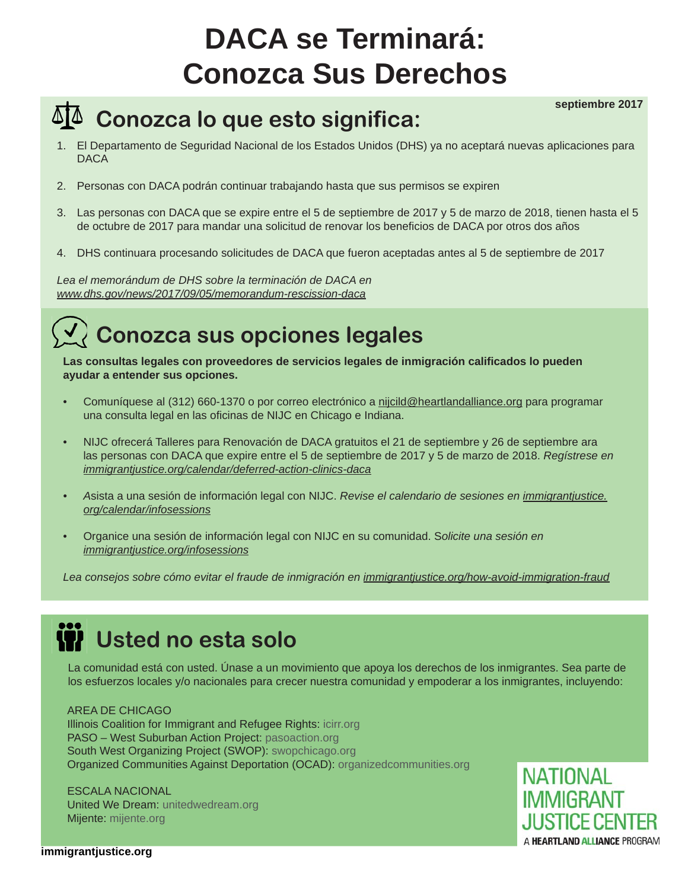# DACA se Terminará: Conozca Sus Derechos

**septiembre 2017**

## Conozca lo que esto significa:

1. El Departamento de Seguridad Nacional de los Estados Unidos (DHS) ya no aceptará nuevas aplicaciones para DACA
2. Personas con DACA podrán continuar trabajando hasta que sus permisos se expiren
3. Las personas con DACA que se expire entre el 5 de septiembre de 2017 y 5 de marzo de 2018, tienen hasta el 5 de octubre de 2017 para mandar una solicitud de renovar los beneficios de DACA por otros dos años
4. DHS continuara procesando solicitudes de DACA que fueron aceptadas antes al 5 de septiembre de 2017

*Lea el memorándum de DHS sobre la terminación de DACA en www.dhs.gov/news/2017/09/05/memorandum-rescission-daca*

## Conozca sus opciones legales

**Las consultas legales con proveedores de servicios legales de inmigración calificados lo pueden ayudar a entender sus opciones.**

- Comuníquese al (312) 660-1370 o por correo electrónico a nijcild@heartlandalliance.org para programar una consulta legal en las oficinas de NIJC en Chicago e Indiana.
- NIJC ofrecerá Talleres para Renovación de DACA gratuitos el 21 de septiembre y 26 de septiembre ara las personas con DACA que expire entre el 5 de septiembre de 2017 y 5 de marzo de 2018. *Regístrese en immigrantjustice.org/calendar/deferred-action-clinics-daca*
- Asista a una sesión de información legal con NIJC. *Revise el calendario de sesiones en immigrantjustice.org/calendar/infosessions*
- Organice una sesión de información legal con NIJC en su comunidad. S*olicite una sesión en immigrantjustice.org/infosessions*

*Lea consejos sobre cómo evitar el fraude de inmigración en immigrantjustice.org/how-avoid-immigration-fraud*

## Usted no esta solo

La comunidad está con usted. Únase a un movimiento que apoya los derechos de los inmigrantes. Sea parte de los esfuerzos locales y/o nacionales para crecer nuestra comunidad y empoderar a los inmigrantes, incluyendo:

AREA DE CHICAGO
Illinois Coalition for Immigrant and Refugee Rights: icirr.org
PASO – West Suburban Action Project: pasoaction.org
South West Organizing Project (SWOP): swopchicago.org
Organized Communities Against Deportation (OCAD): organizedcommunities.org

ESCALA NACIONAL
United We Dream: unitedwedream.org
Mijente: mijente.org

NATIONAL IMMIGRANT JUSTICE CENTER
A HEARTLAND ALLIANCE PROGRAM

immigrantjustice.org